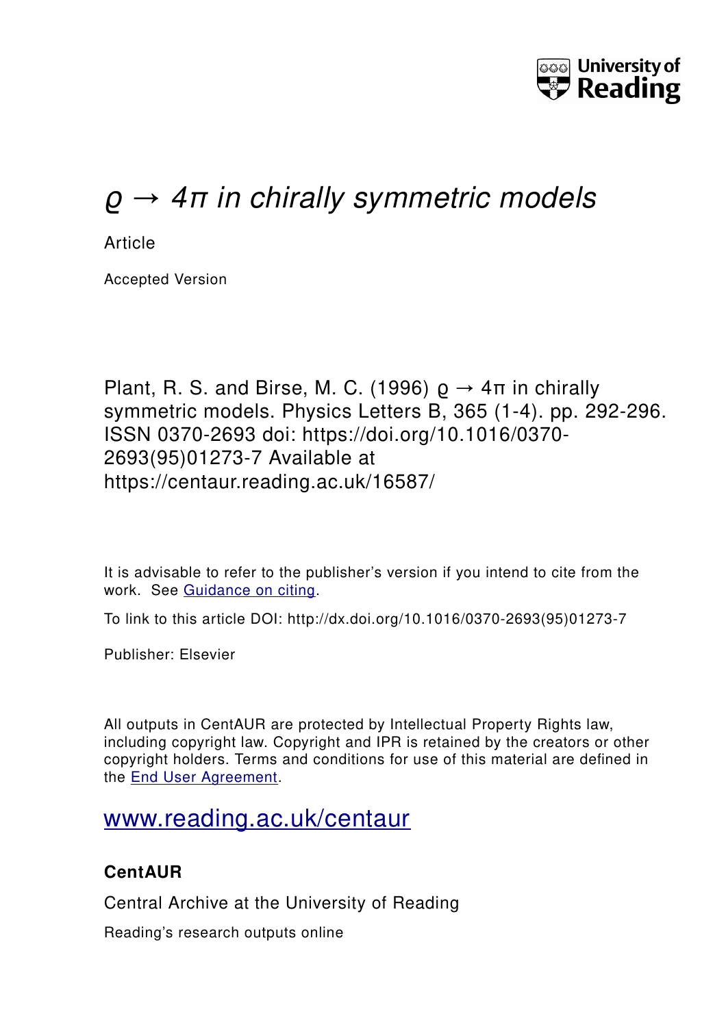University of Reading

# $\varrho \rightarrow 4\pi$ in chirally symmetric models

Article

Accepted Version

Plant, R. S. and Birse, M. C. (1996) $\varrho \rightarrow 4\pi$ in chirally symmetric models. Physics Letters B, 365 (1-4). pp. 292-296. ISSN 0370-2693 doi: https://doi.org/10.1016/0370-2693(95)01273-7 Available at https://centaur.reading.ac.uk/16587/

It is advisable to refer to the publisher's version if you intend to cite from the work. See Guidance on citing.

To link to this article DOI: http://dx.doi.org/10.1016/0370-2693(95)01273-7

Publisher: Elsevier

All outputs in CentAUR are protected by Intellectual Property Rights law, including copyright law. Copyright and IPR is retained by the creators or other copyright holders. Terms and conditions for use of this material are defined in the End User Agreement.

www.reading.ac.uk/centaur

**CentAUR**

Central Archive at the University of Reading

Reading's research outputs online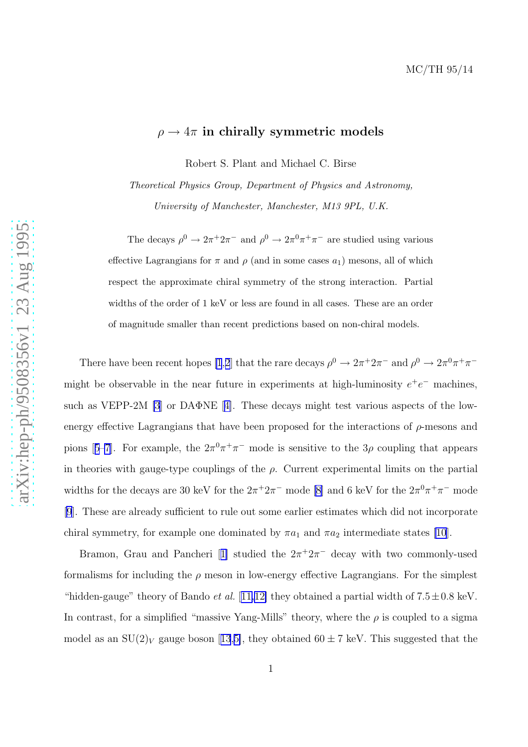MC/TH 95/14

# $\rho \to 4\pi$ in chirally symmetric models

Robert S. Plant and Michael C. Birse

*Theoretical Physics Group, Department of Physics and Astronomy,*

*University of Manchester, Manchester, M13 9PL, U.K.*

The decays $\rho^0 \to 2\pi^+2\pi^-$ and $\rho^0 \to 2\pi^0\pi^+\pi^-$ are studied using various effective Lagrangians for $\pi$ and $\rho$ (and in some cases $a_1$) mesons, all of which respect the approximate chiral symmetry of the strong interaction. Partial widths of the order of 1 keV or less are found in all cases. These are an order of magnitude smaller than recent predictions based on non-chiral models.

There have been recent hopes [1,2] that the rare decays $\rho^0 \to 2\pi^+2\pi^-$ and $\rho^0 \to 2\pi^0\pi^+\pi^-$ might be observable in the near future in experiments at high-luminosity $e^+e^-$ machines, such as VEPP-2M [3] or DAΦNE [4]. These decays might test various aspects of the low-energy effective Lagrangians that have been proposed for the interactions of $\rho$-mesons and pions [5–7]. For example, the $2\pi^0\pi^+\pi^-$ mode is sensitive to the $3\rho$ coupling that appears in theories with gauge-type couplings of the $\rho$. Current experimental limits on the partial widths for the decays are 30 keV for the $2\pi^+2\pi^-$ mode [8] and 6 keV for the $2\pi^0\pi^+\pi^-$ mode [9]. These are already sufficient to rule out some earlier estimates which did not incorporate chiral symmetry, for example one dominated by $\pi a_1$ and $\pi a_2$ intermediate states [10].

Bramon, Grau and Pancheri [1] studied the $2\pi^+2\pi^-$ decay with two commonly-used formalisms for including the $\rho$ meson in low-energy effective Lagrangians. For the simplest "hidden-gauge" theory of Bando *et al.* [11,12] they obtained a partial width of $7.5 \pm 0.8$ keV. In contrast, for a simplified "massive Yang-Mills" theory, where the $\rho$ is coupled to a sigma model as an $SU(2)_V$ gauge boson [13,5], they obtained $60 \pm 7$ keV. This suggested that the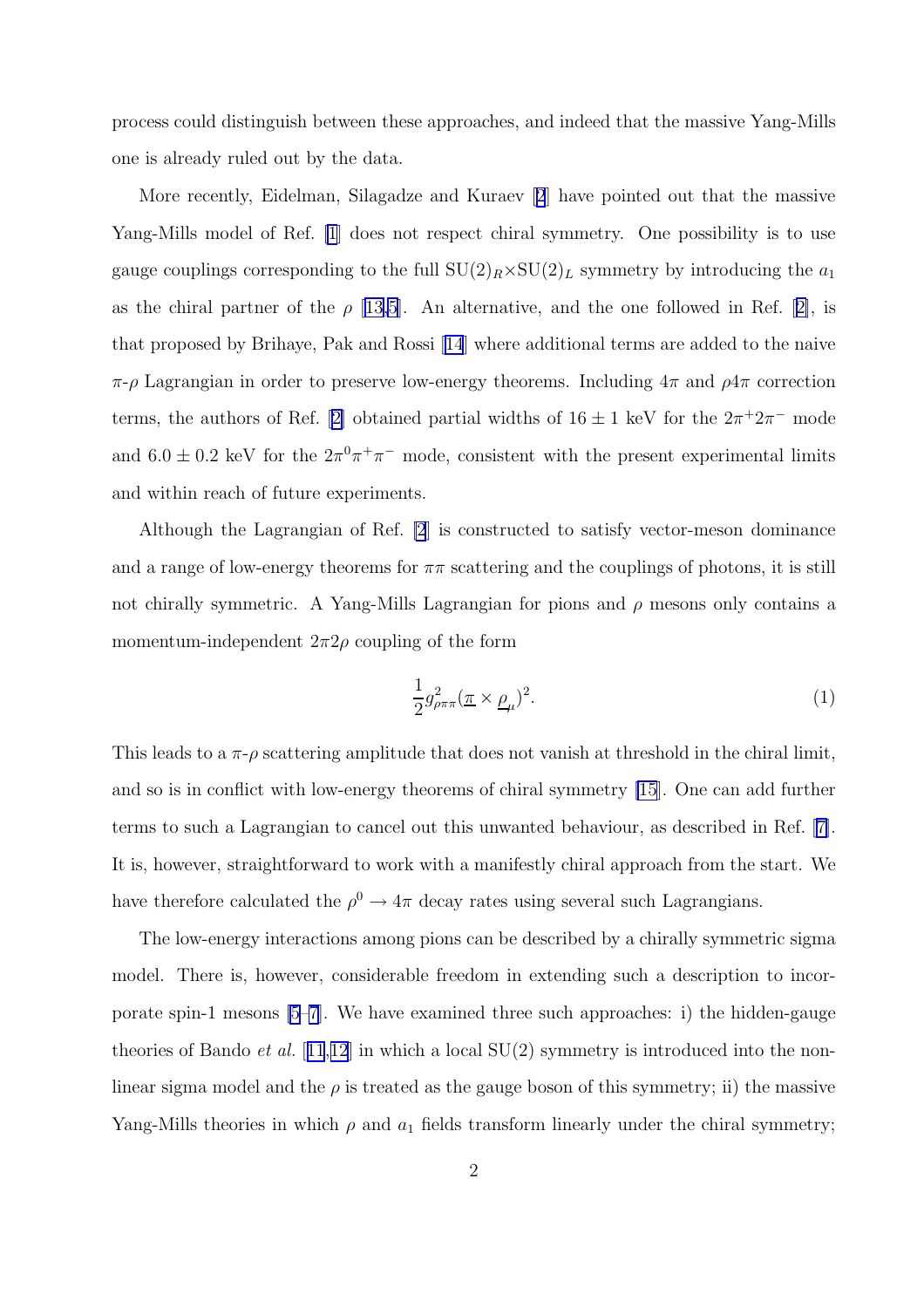process could distinguish between these approaches, and indeed that the massive Yang-Mills one is already ruled out by the data.

More recently, Eidelman, Silagadze and Kuraev [2] have pointed out that the massive Yang-Mills model of Ref. [1] does not respect chiral symmetry. One possibility is to use gauge couplings corresponding to the full $SU(2)_R \times SU(2)_L$ symmetry by introducing the $a_1$ as the chiral partner of the $\rho$ [13,5]. An alternative, and the one followed in Ref. [2], is that proposed by Brihaye, Pak and Rossi [14] where additional terms are added to the naive $\pi$-$\rho$ Lagrangian in order to preserve low-energy theorems. Including $4\pi$ and $\rho 4\pi$ correction terms, the authors of Ref. [2] obtained partial widths of $16 \pm 1$ keV for the $2\pi^+2\pi^-$ mode and $6.0 \pm 0.2$ keV for the $2\pi^0\pi^+\pi^-$ mode, consistent with the present experimental limits and within reach of future experiments.

Although the Lagrangian of Ref. [2] is constructed to satisfy vector-meson dominance and a range of low-energy theorems for $\pi\pi$ scattering and the couplings of photons, it is still not chirally symmetric. A Yang-Mills Lagrangian for pions and $\rho$ mesons only contains a momentum-independent $2\pi 2\rho$ coupling of the form

$$\frac{1}{2} g_{\rho\pi\pi}^2 (\underline{\pi} \times \underline{\rho}_\mu)^2. \tag{1}$$

This leads to a $\pi$-$\rho$ scattering amplitude that does not vanish at threshold in the chiral limit, and so is in conflict with low-energy theorems of chiral symmetry [15]. One can add further terms to such a Lagrangian to cancel out this unwanted behaviour, as described in Ref. [7]. It is, however, straightforward to work with a manifestly chiral approach from the start. We have therefore calculated the $\rho^0 \to 4\pi$ decay rates using several such Lagrangians.

The low-energy interactions among pions can be described by a chirally symmetric sigma model. There is, however, considerable freedom in extending such a description to incorporate spin-1 mesons [5–7]. We have examined three such approaches: i) the hidden-gauge theories of Bando *et al.* [11,12] in which a local SU(2) symmetry is introduced into the nonlinear sigma model and the $\rho$ is treated as the gauge boson of this symmetry; ii) the massive Yang-Mills theories in which $\rho$ and $a_1$ fields transform linearly under the chiral symmetry;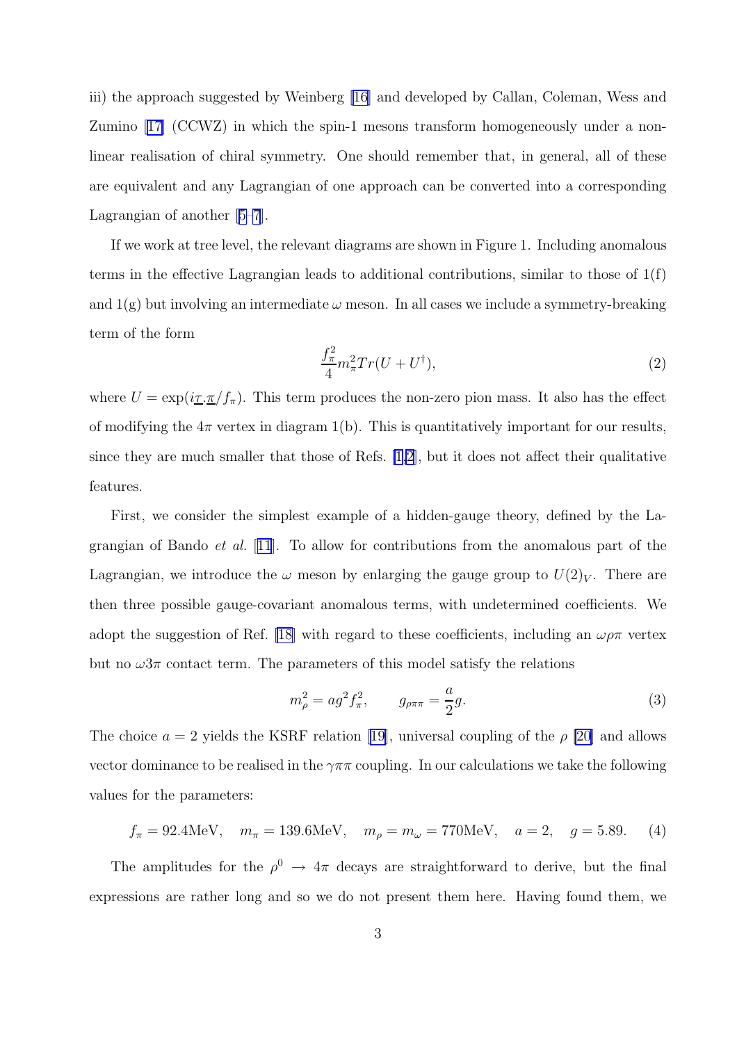iii) the approach suggested by Weinberg [16] and developed by Callan, Coleman, Wess and Zumino [17] (CCWZ) in which the spin-1 mesons transform homogeneously under a non-linear realisation of chiral symmetry. One should remember that, in general, all of these are equivalent and any Lagrangian of one approach can be converted into a corresponding Lagrangian of another [5–7].

If we work at tree level, the relevant diagrams are shown in Figure 1. Including anomalous terms in the effective Lagrangian leads to additional contributions, similar to those of 1(f) and 1(g) but involving an intermediate $\omega$ meson. In all cases we include a symmetry-breaking term of the form

$$\frac{f_\pi^2}{4} m_\pi^2 Tr(U + U^\dagger), \tag{2}$$

where $U = \exp(i\underline{\tau}.\underline{\pi}/f_\pi)$. This term produces the non-zero pion mass. It also has the effect of modifying the $4\pi$ vertex in diagram 1(b). This is quantitatively important for our results, since they are much smaller that those of Refs. [1,2], but it does not affect their qualitative features.

First, we consider the simplest example of a hidden-gauge theory, defined by the Lagrangian of Bando *et al.* [11]. To allow for contributions from the anomalous part of the Lagrangian, we introduce the $\omega$ meson by enlarging the gauge group to $U(2)_V$. There are then three possible gauge-covariant anomalous terms, with undetermined coefficients. We adopt the suggestion of Ref. [18] with regard to these coefficients, including an $\omega\rho\pi$ vertex but no $\omega 3\pi$ contact term. The parameters of this model satisfy the relations

$$m_\rho^2 = a g^2 f_\pi^2, \qquad g_{\rho\pi\pi} = \frac{a}{2} g. \tag{3}$$

The choice $a = 2$ yields the KSRF relation [19], universal coupling of the $\rho$ [20] and allows vector dominance to be realised in the $\gamma\pi\pi$ coupling. In our calculations we take the following values for the parameters:

$$f_\pi = 92.4\text{MeV}, \quad m_\pi = 139.6\text{MeV}, \quad m_\rho = m_\omega = 770\text{MeV}, \quad a = 2, \quad g = 5.89. \tag{4}$$

The amplitudes for the $\rho^0 \to 4\pi$ decays are straightforward to derive, but the final expressions are rather long and so we do not present them here. Having found them, we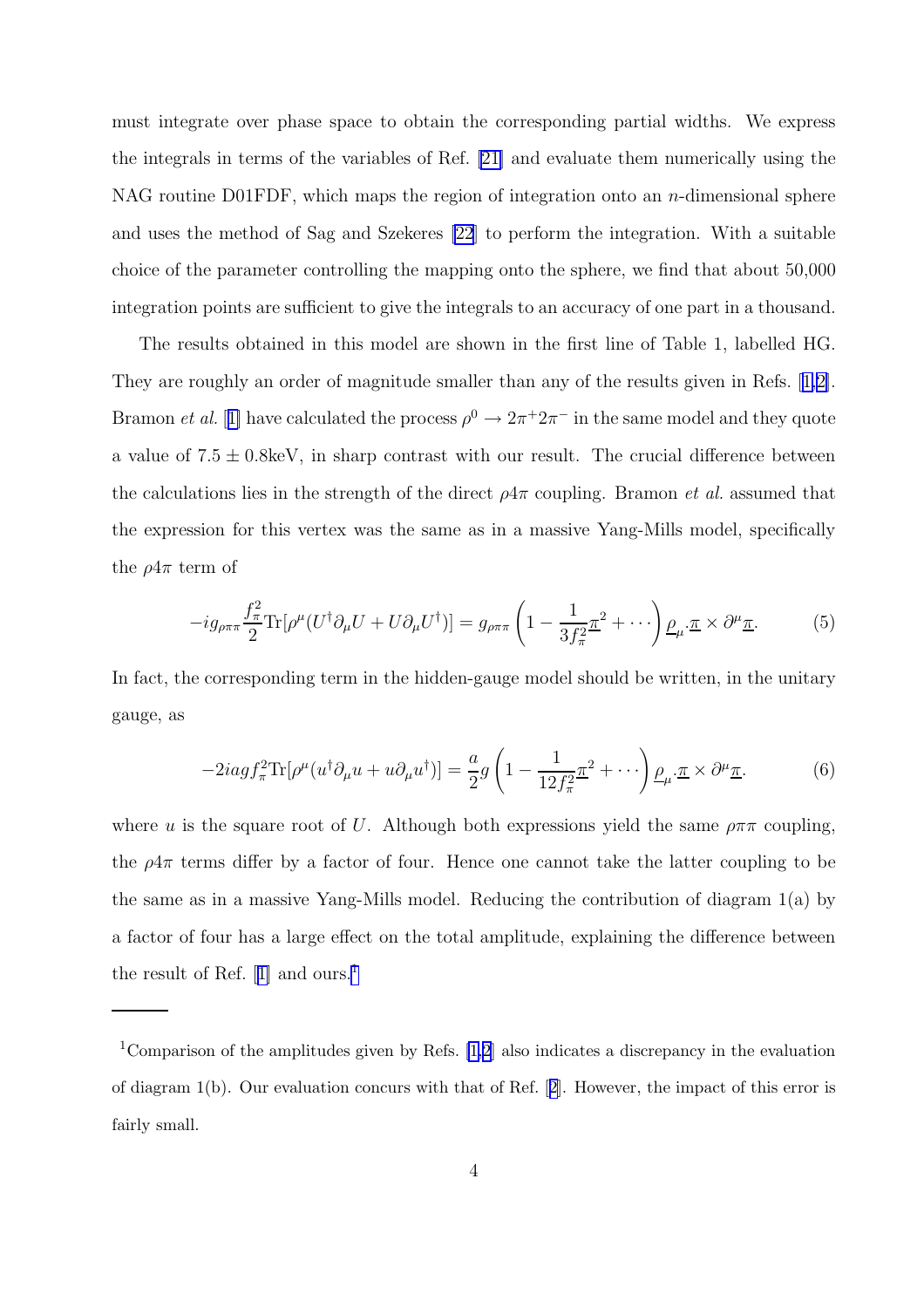must integrate over phase space to obtain the corresponding partial widths. We express the integrals in terms of the variables of Ref. [21] and evaluate them numerically using the NAG routine D01FDF, which maps the region of integration onto an $n$-dimensional sphere and uses the method of Sag and Szekeres [22] to perform the integration. With a suitable choice of the parameter controlling the mapping onto the sphere, we find that about 50,000 integration points are sufficient to give the integrals to an accuracy of one part in a thousand.

The results obtained in this model are shown in the first line of Table 1, labelled HG. They are roughly an order of magnitude smaller than any of the results given in Refs. [1,2]. Bramon *et al.* [1] have calculated the process $\rho^0 \to 2\pi^+2\pi^-$ in the same model and they quote a value of $7.5 \pm 0.8$keV, in sharp contrast with our result. The crucial difference between the calculations lies in the strength of the direct $\rho 4\pi$ coupling. Bramon *et al.* assumed that the expression for this vertex was the same as in a massive Yang-Mills model, specifically the $\rho 4\pi$ term of

$$-ig_{\rho\pi\pi}\frac{f_\pi^2}{2}\mathrm{Tr}[\rho^\mu(U^\dagger\partial_\mu U + U\partial_\mu U^\dagger)] = g_{\rho\pi\pi}\left(1 - \frac{1}{3f_\pi^2}\underline{\pi}^2 + \cdots\right)\underline{\rho}_\mu.\underline{\pi}\times\partial^\mu\underline{\pi}. \tag{5}$$

In fact, the corresponding term in the hidden-gauge model should be written, in the unitary gauge, as

$$-2iagf_\pi^2\mathrm{Tr}[\rho^\mu(u^\dagger\partial_\mu u + u\partial_\mu u^\dagger)] = \frac{a}{2}g\left(1 - \frac{1}{12f_\pi^2}\underline{\pi}^2 + \cdots\right)\underline{\rho}_\mu.\underline{\pi}\times\partial^\mu\underline{\pi}. \tag{6}$$

where $u$ is the square root of $U$. Although both expressions yield the same $\rho\pi\pi$ coupling, the $\rho 4\pi$ terms differ by a factor of four. Hence one cannot take the latter coupling to be the same as in a massive Yang-Mills model. Reducing the contribution of diagram 1(a) by a factor of four has a large effect on the total amplitude, explaining the difference between the result of Ref. [1] and ours.[1]

---

[1]Comparison of the amplitudes given by Refs. [1,2] also indicates a discrepancy in the evaluation of diagram 1(b). Our evaluation concurs with that of Ref. [2]. However, the impact of this error is fairly small.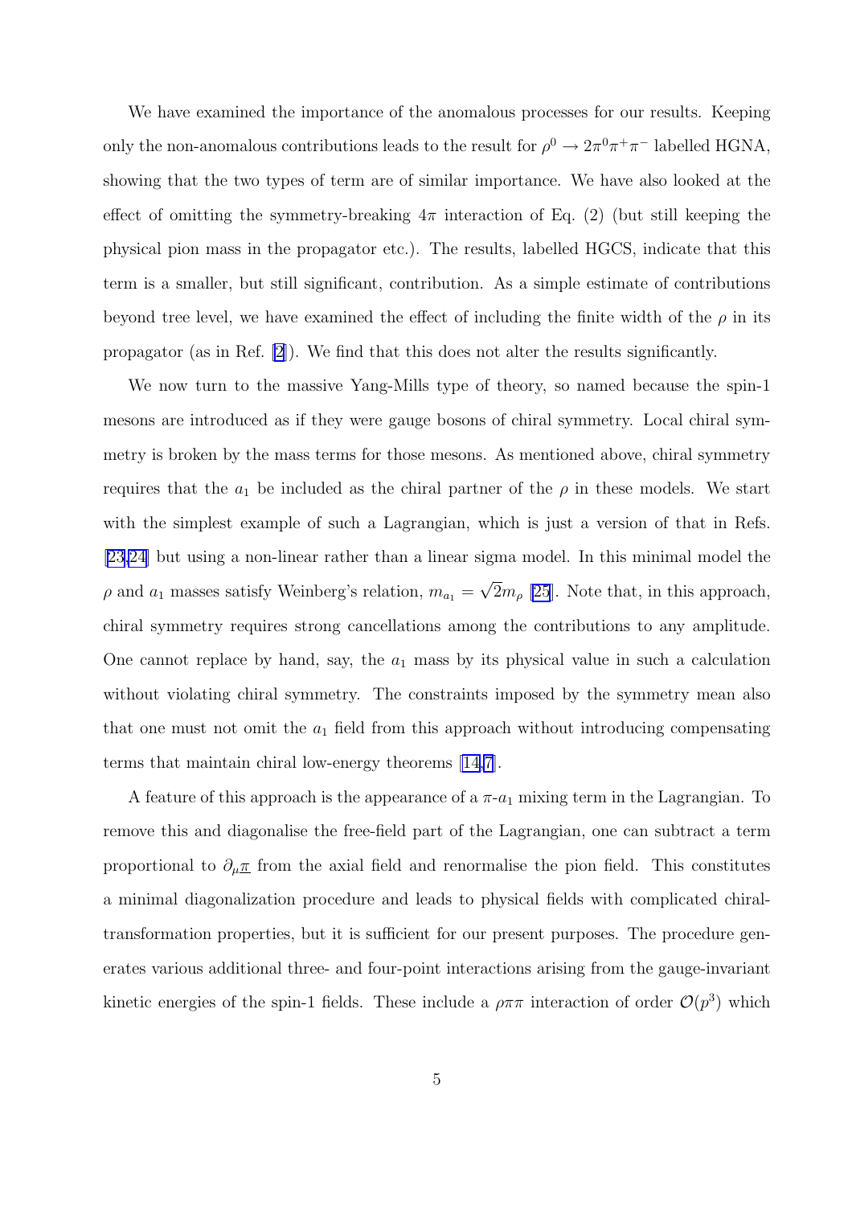We have examined the importance of the anomalous processes for our results. Keeping only the non-anomalous contributions leads to the result for $\rho^0 \to 2\pi^0\pi^+\pi^-$ labelled HGNA, showing that the two types of term are of similar importance. We have also looked at the effect of omitting the symmetry-breaking $4\pi$ interaction of Eq. (2) (but still keeping the physical pion mass in the propagator etc.). The results, labelled HGCS, indicate that this term is a smaller, but still significant, contribution. As a simple estimate of contributions beyond tree level, we have examined the effect of including the finite width of the $\rho$ in its propagator (as in Ref. [2]). We find that this does not alter the results significantly.

We now turn to the massive Yang-Mills type of theory, so named because the spin-1 mesons are introduced as if they were gauge bosons of chiral symmetry. Local chiral symmetry is broken by the mass terms for those mesons. As mentioned above, chiral symmetry requires that the $a_1$ be included as the chiral partner of the $\rho$ in these models. We start with the simplest example of such a Lagrangian, which is just a version of that in Refs. [23,24] but using a non-linear rather than a linear sigma model. In this minimal model the $\rho$ and $a_1$ masses satisfy Weinberg's relation, $m_{a_1} = \sqrt{2}m_\rho$ [25]. Note that, in this approach, chiral symmetry requires strong cancellations among the contributions to any amplitude. One cannot replace by hand, say, the $a_1$ mass by its physical value in such a calculation without violating chiral symmetry. The constraints imposed by the symmetry mean also that one must not omit the $a_1$ field from this approach without introducing compensating terms that maintain chiral low-energy theorems [14,7].

A feature of this approach is the appearance of a $\pi$-$a_1$ mixing term in the Lagrangian. To remove this and diagonalise the free-field part of the Lagrangian, one can subtract a term proportional to $\partial_\mu \underline{\pi}$ from the axial field and renormalise the pion field. This constitutes a minimal diagonalization procedure and leads to physical fields with complicated chiral-transformation properties, but it is sufficient for our present purposes. The procedure generates various additional three- and four-point interactions arising from the gauge-invariant kinetic energies of the spin-1 fields. These include a $\rho\pi\pi$ interaction of order $\mathcal{O}(p^3)$ which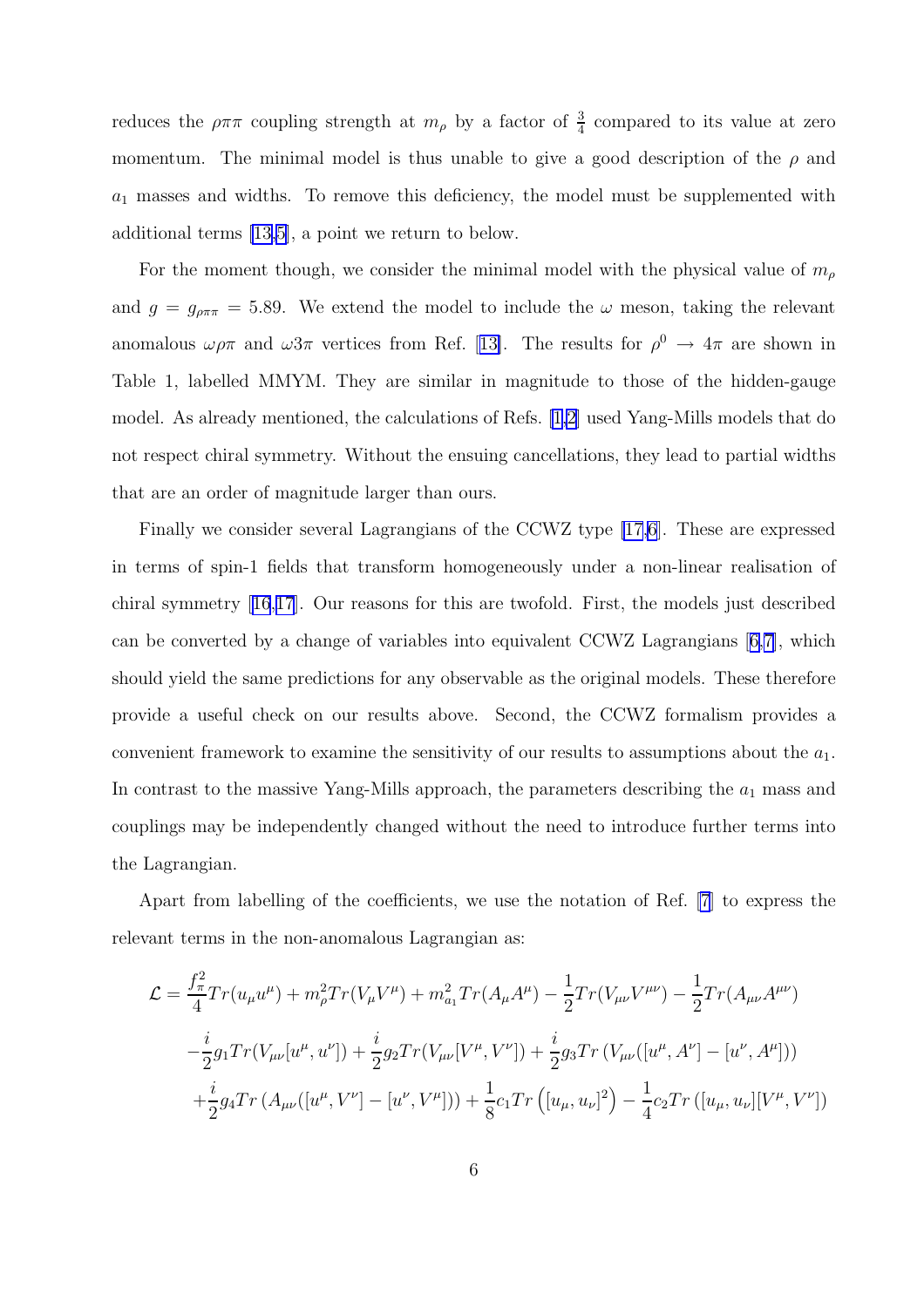reduces the $\rho\pi\pi$ coupling strength at $m_\rho$ by a factor of $\frac{3}{4}$ compared to its value at zero momentum. The minimal model is thus unable to give a good description of the $\rho$ and $a_1$ masses and widths. To remove this deficiency, the model must be supplemented with additional terms [13,5], a point we return to below.

For the moment though, we consider the minimal model with the physical value of $m_\rho$ and $g = g_{\rho\pi\pi} = 5.89$. We extend the model to include the $\omega$ meson, taking the relevant anomalous $\omega\rho\pi$ and $\omega 3\pi$ vertices from Ref. [13]. The results for $\rho^0 \to 4\pi$ are shown in Table 1, labelled MMYM. They are similar in magnitude to those of the hidden-gauge model. As already mentioned, the calculations of Refs. [1,2] used Yang-Mills models that do not respect chiral symmetry. Without the ensuing cancellations, they lead to partial widths that are an order of magnitude larger than ours.

Finally we consider several Lagrangians of the CCWZ type [17,6]. These are expressed in terms of spin-1 fields that transform homogeneously under a non-linear realisation of chiral symmetry [16,17]. Our reasons for this are twofold. First, the models just described can be converted by a change of variables into equivalent CCWZ Lagrangians [6,7], which should yield the same predictions for any observable as the original models. These therefore provide a useful check on our results above. Second, the CCWZ formalism provides a convenient framework to examine the sensitivity of our results to assumptions about the $a_1$. In contrast to the massive Yang-Mills approach, the parameters describing the $a_1$ mass and couplings may be independently changed without the need to introduce further terms into the Lagrangian.

Apart from labelling of the coefficients, we use the notation of Ref. [7] to express the relevant terms in the non-anomalous Lagrangian as:

$$
\begin{aligned}
\mathcal{L} = & \frac{f_\pi^2}{4} Tr(u_\mu u^\mu) + m_\rho^2 Tr(V_\mu V^\mu) + m_{a_1}^2 Tr(A_\mu A^\mu) - \frac{1}{2} Tr(V_{\mu\nu} V^{\mu\nu}) - \frac{1}{2} Tr(A_{\mu\nu} A^{\mu\nu}) \\
& - \frac{i}{2} g_1 Tr(V_{\mu\nu}[u^\mu, u^\nu]) + \frac{i}{2} g_2 Tr(V_{\mu\nu}[V^\mu, V^\nu]) + \frac{i}{2} g_3 Tr\left(V_{\mu\nu}([u^\mu, A^\nu] - [u^\nu, A^\mu])\right) \\
& + \frac{i}{2} g_4 Tr\left(A_{\mu\nu}([u^\mu, V^\nu] - [u^\nu, V^\mu])\right) + \frac{1}{8} c_1 Tr\left([u_\mu, u_\nu]^2\right) - \frac{1}{4} c_2 Tr\left([u_\mu, u_\nu][V^\mu, V^\nu]\right)
\end{aligned}
$$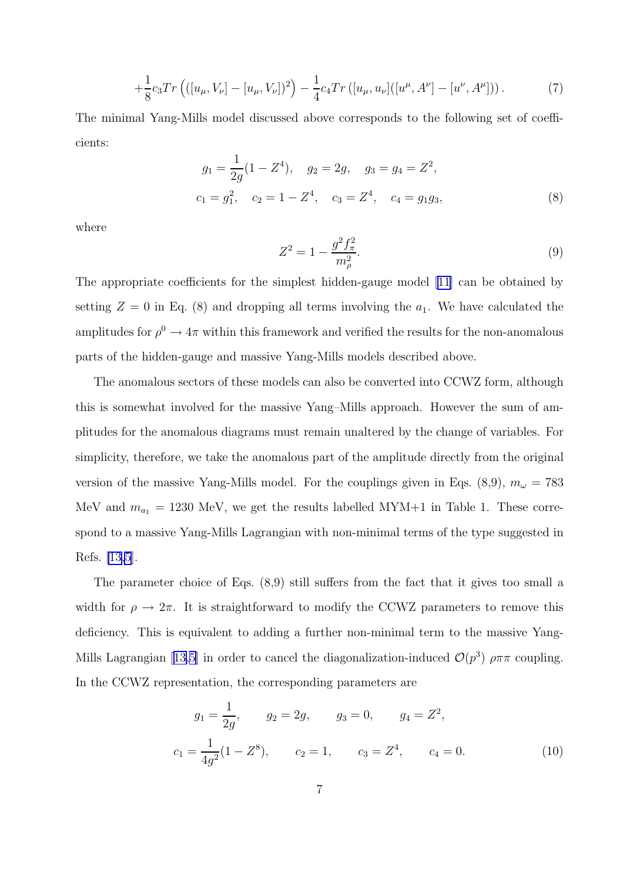$$
+\frac{1}{8}c_3 Tr\left(([u_\mu, V_\nu] - [u_\mu, V_\nu])^2\right) - \frac{1}{4}c_4 Tr\left([u_\mu, u_\nu]([u^\mu, A^\nu] - [u^\nu, A^\mu])\right). \tag{7}
$$

The minimal Yang-Mills model discussed above corresponds to the following set of coefficients:

$$
\begin{aligned}
&g_1 = \frac{1}{2g}(1 - Z^4), \quad g_2 = 2g, \quad g_3 = g_4 = Z^2, \\
&c_1 = g_1^2, \quad c_2 = 1 - Z^4, \quad c_3 = Z^4, \quad c_4 = g_1 g_3,
\end{aligned} \tag{8}
$$

where

$$
Z^2 = 1 - \frac{g^2 f_\pi^2}{m_\rho^2}. \tag{9}
$$

The appropriate coefficients for the simplest hidden-gauge model [11] can be obtained by setting $Z = 0$ in Eq. (8) and dropping all terms involving the $a_1$. We have calculated the amplitudes for $\rho^0 \to 4\pi$ within this framework and verified the results for the non-anomalous parts of the hidden-gauge and massive Yang-Mills models described above.

The anomalous sectors of these models can also be converted into CCWZ form, although this is somewhat involved for the massive Yang–Mills approach. However the sum of amplitudes for the anomalous diagrams must remain unaltered by the change of variables. For simplicity, therefore, we take the anomalous part of the amplitude directly from the original version of the massive Yang-Mills model. For the couplings given in Eqs. (8,9), $m_\omega = 783$ MeV and $m_{a_1} = 1230$ MeV, we get the results labelled MYM+1 in Table 1. These correspond to a massive Yang-Mills Lagrangian with non-minimal terms of the type suggested in Refs. [13,5].

The parameter choice of Eqs. (8,9) still suffers from the fact that it gives too small a width for $\rho \to 2\pi$. It is straightforward to modify the CCWZ parameters to remove this deficiency. This is equivalent to adding a further non-minimal term to the massive Yang-Mills Lagrangian [13,5] in order to cancel the diagonalization-induced $\mathcal{O}(p^3)$ $\rho\pi\pi$ coupling. In the CCWZ representation, the corresponding parameters are

$$
\begin{aligned}
&g_1 = \frac{1}{2g}, \qquad g_2 = 2g, \qquad g_3 = 0, \qquad g_4 = Z^2, \\
&c_1 = \frac{1}{4g^2}(1 - Z^8), \qquad c_2 = 1, \qquad c_3 = Z^4, \qquad c_4 = 0.
\end{aligned} \tag{10}
$$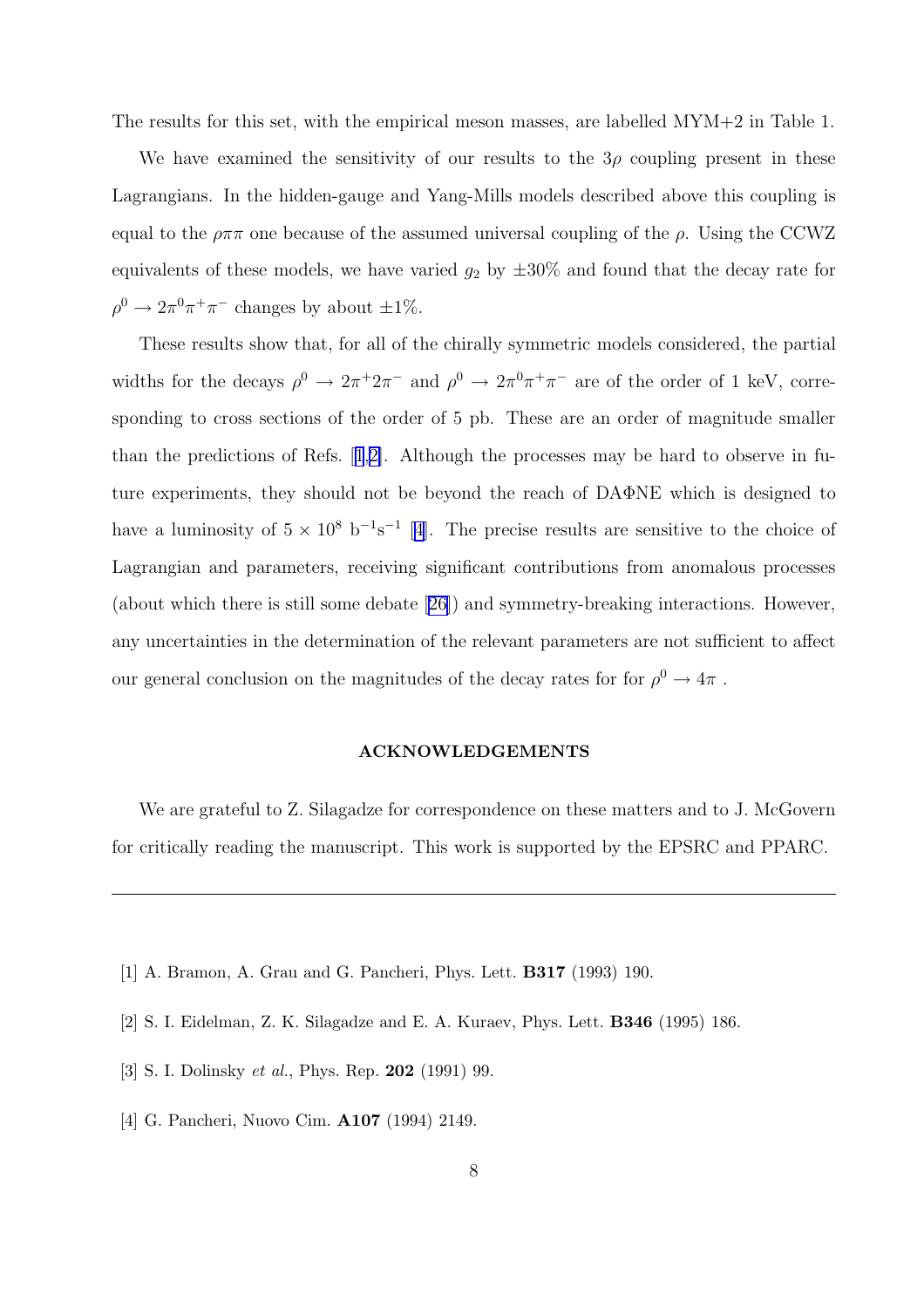The results for this set, with the empirical meson masses, are labelled MYM+2 in Table 1.

We have examined the sensitivity of our results to the $3\rho$ coupling present in these Lagrangians. In the hidden-gauge and Yang-Mills models described above this coupling is equal to the $\rho\pi\pi$ one because of the assumed universal coupling of the $\rho$. Using the CCWZ equivalents of these models, we have varied $g_2$ by $\pm 30\%$ and found that the decay rate for $\rho^0 \to 2\pi^0\pi^+\pi^-$ changes by about $\pm 1\%$.

These results show that, for all of the chirally symmetric models considered, the partial widths for the decays $\rho^0 \to 2\pi^+ 2\pi^-$ and $\rho^0 \to 2\pi^0\pi^+\pi^-$ are of the order of 1 keV, corresponding to cross sections of the order of 5 pb. These are an order of magnitude smaller than the predictions of Refs. [1,2]. Although the processes may be hard to observe in future experiments, they should not be beyond the reach of DAΦNE which is designed to have a luminosity of $5 \times 10^8$ $\mathrm{b}^{-1}\mathrm{s}^{-1}$ [4]. The precise results are sensitive to the choice of Lagrangian and parameters, receiving significant contributions from anomalous processes (about which there is still some debate [26]) and symmetry-breaking interactions. However, any uncertainties in the determination of the relevant parameters are not sufficient to affect our general conclusion on the magnitudes of the decay rates for for $\rho^0 \to 4\pi$ .

## ACKNOWLEDGEMENTS

We are grateful to Z. Silagadze for correspondence on these matters and to J. McGovern for critically reading the manuscript. This work is supported by the EPSRC and PPARC.

---

[1] A. Bramon, A. Grau and G. Pancheri, Phys. Lett. **B317** (1993) 190.

[2] S. I. Eidelman, Z. K. Silagadze and E. A. Kuraev, Phys. Lett. **B346** (1995) 186.

[3] S. I. Dolinsky *et al.*, Phys. Rep. **202** (1991) 99.

[4] G. Pancheri, Nuovo Cim. **A107** (1994) 2149.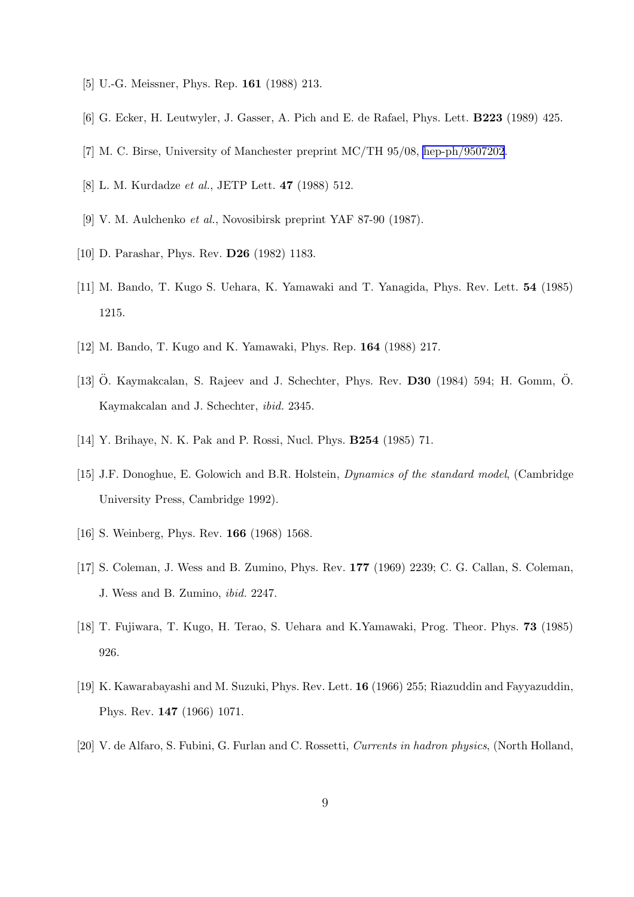[5] U.-G. Meissner, Phys. Rep. **161** (1988) 213.

[6] G. Ecker, H. Leutwyler, J. Gasser, A. Pich and E. de Rafael, Phys. Lett. **B223** (1989) 425.

[7] M. C. Birse, University of Manchester preprint MC/TH 95/08, hep-ph/9507202.

[8] L. M. Kurdadze *et al.*, JETP Lett. **47** (1988) 512.

[9] V. M. Aulchenko *et al.*, Novosibirsk preprint YAF 87-90 (1987).

[10] D. Parashar, Phys. Rev. **D26** (1982) 1183.

[11] M. Bando, T. Kugo S. Uehara, K. Yamawaki and T. Yanagida, Phys. Rev. Lett. **54** (1985) 1215.

[12] M. Bando, T. Kugo and K. Yamawaki, Phys. Rep. **164** (1988) 217.

[13] Ö. Kaymakcalan, S. Rajeev and J. Schechter, Phys. Rev. **D30** (1984) 594; H. Gomm, Ö. Kaymakcalan and J. Schechter, *ibid.* 2345.

[14] Y. Brihaye, N. K. Pak and P. Rossi, Nucl. Phys. **B254** (1985) 71.

[15] J.F. Donoghue, E. Golowich and B.R. Holstein, *Dynamics of the standard model*, (Cambridge University Press, Cambridge 1992).

[16] S. Weinberg, Phys. Rev. **166** (1968) 1568.

[17] S. Coleman, J. Wess and B. Zumino, Phys. Rev. **177** (1969) 2239; C. G. Callan, S. Coleman, J. Wess and B. Zumino, *ibid.* 2247.

[18] T. Fujiwara, T. Kugo, H. Terao, S. Uehara and K.Yamawaki, Prog. Theor. Phys. **73** (1985) 926.

[19] K. Kawarabayashi and M. Suzuki, Phys. Rev. Lett. **16** (1966) 255; Riazuddin and Fayyazuddin, Phys. Rev. **147** (1966) 1071.

[20] V. de Alfaro, S. Fubini, G. Furlan and C. Rossetti, *Currents in hadron physics*, (North Holland,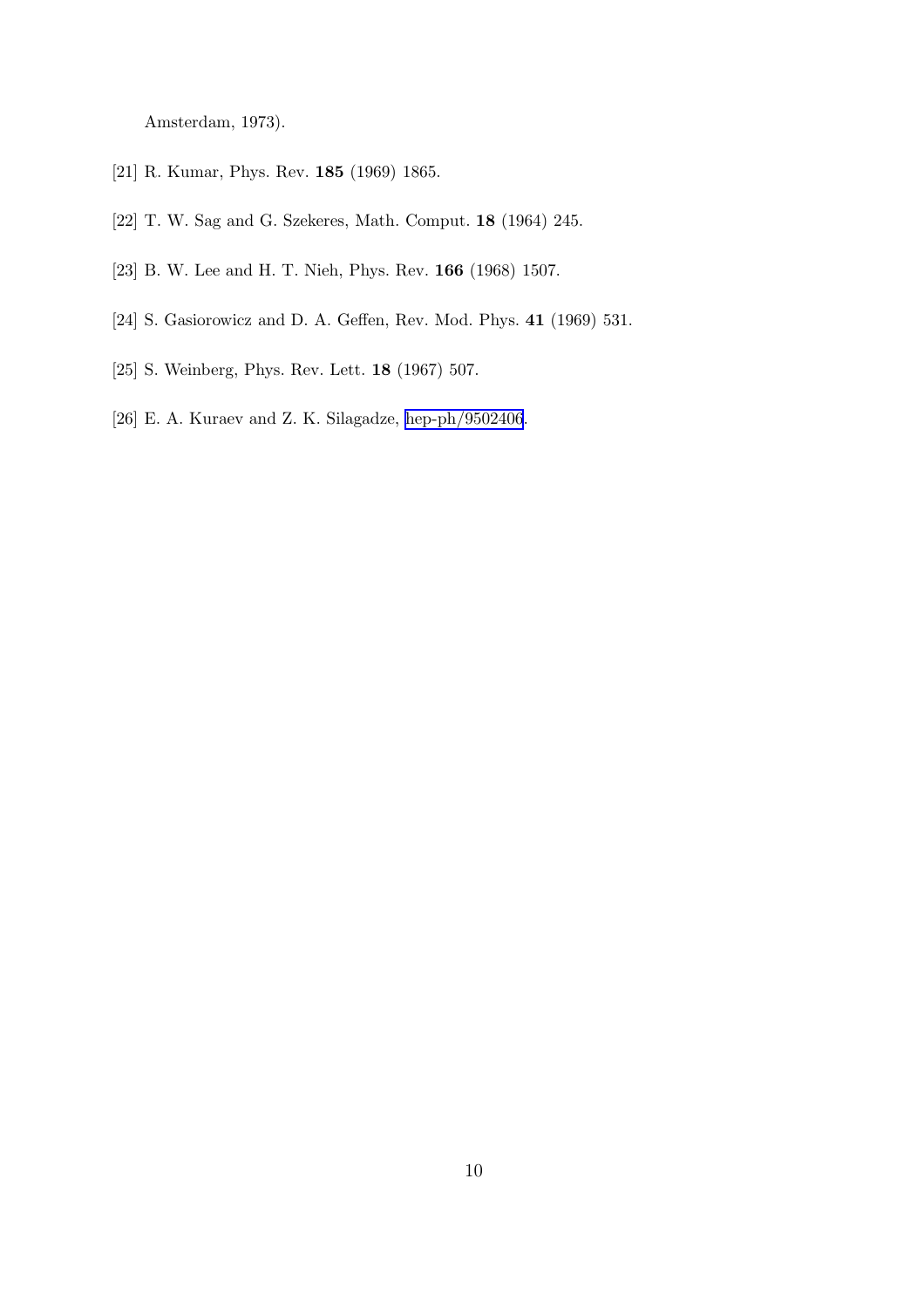Amsterdam, 1973).

[21] R. Kumar, Phys. Rev. **185** (1969) 1865.

[22] T. W. Sag and G. Szekeres, Math. Comput. **18** (1964) 245.

[23] B. W. Lee and H. T. Nieh, Phys. Rev. **166** (1968) 1507.

[24] S. Gasiorowicz and D. A. Geffen, Rev. Mod. Phys. **41** (1969) 531.

[25] S. Weinberg, Phys. Rev. Lett. **18** (1967) 507.

[26] E. A. Kuraev and Z. K. Silagadze, hep-ph/9502406.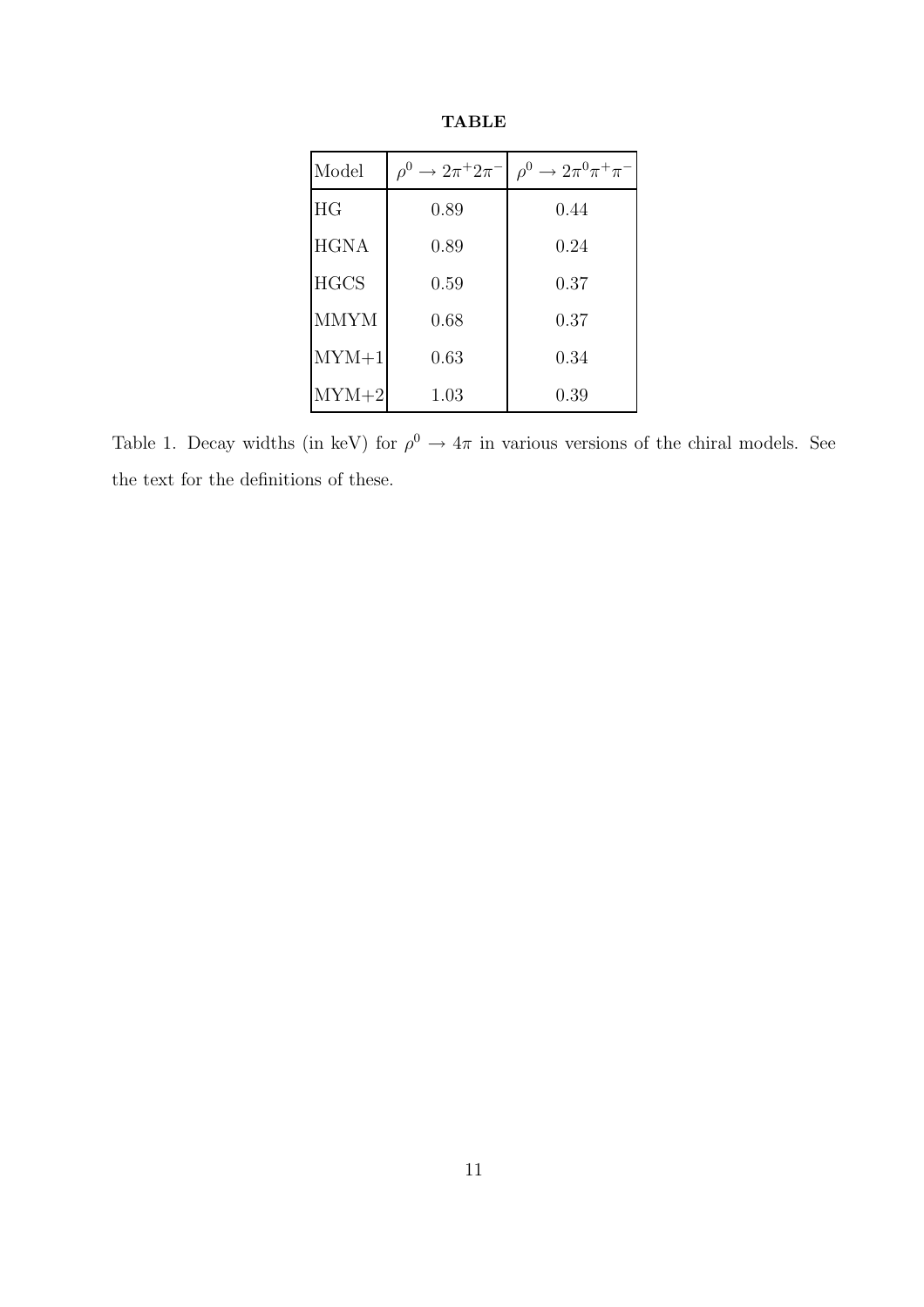**TABLE**

| Model | $\rho^0 \to 2\pi^+ 2\pi^-$ | $\rho^0 \to 2\pi^0 \pi^+ \pi^-$ |
|---|---|---|
| HG | 0.89 | 0.44 |
| HGNA | 0.89 | 0.24 |
| HGCS | 0.59 | 0.37 |
| MMYM | 0.68 | 0.37 |
| MYM+1 | 0.63 | 0.34 |
| MYM+2 | 1.03 | 0.39 |

Table 1. Decay widths (in keV) for $\rho^0 \to 4\pi$ in various versions of the chiral models. See the text for the definitions of these.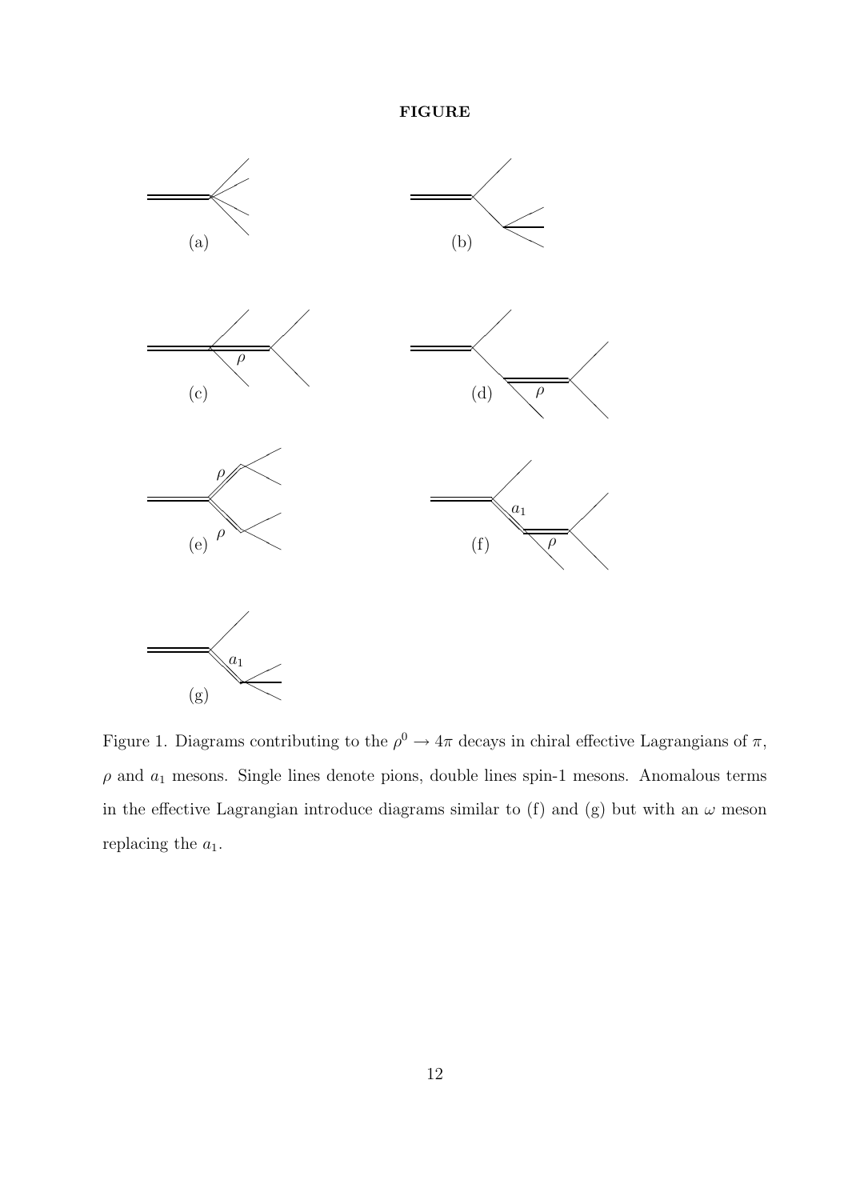**FIGURE**

(a)

(b)

(c)

$\rho$

(d)

$\rho$

(e)

$\rho$

$\rho$

(f)

$a_1$

$\rho$

(g)

$a_1$

Figure 1. Diagrams contributing to the $\rho^0 \to 4\pi$ decays in chiral effective Lagrangians of $\pi$, $\rho$ and $a_1$ mesons. Single lines denote pions, double lines spin-1 mesons. Anomalous terms in the effective Lagrangian introduce diagrams similar to (f) and (g) but with an $\omega$ meson replacing the $a_1$.